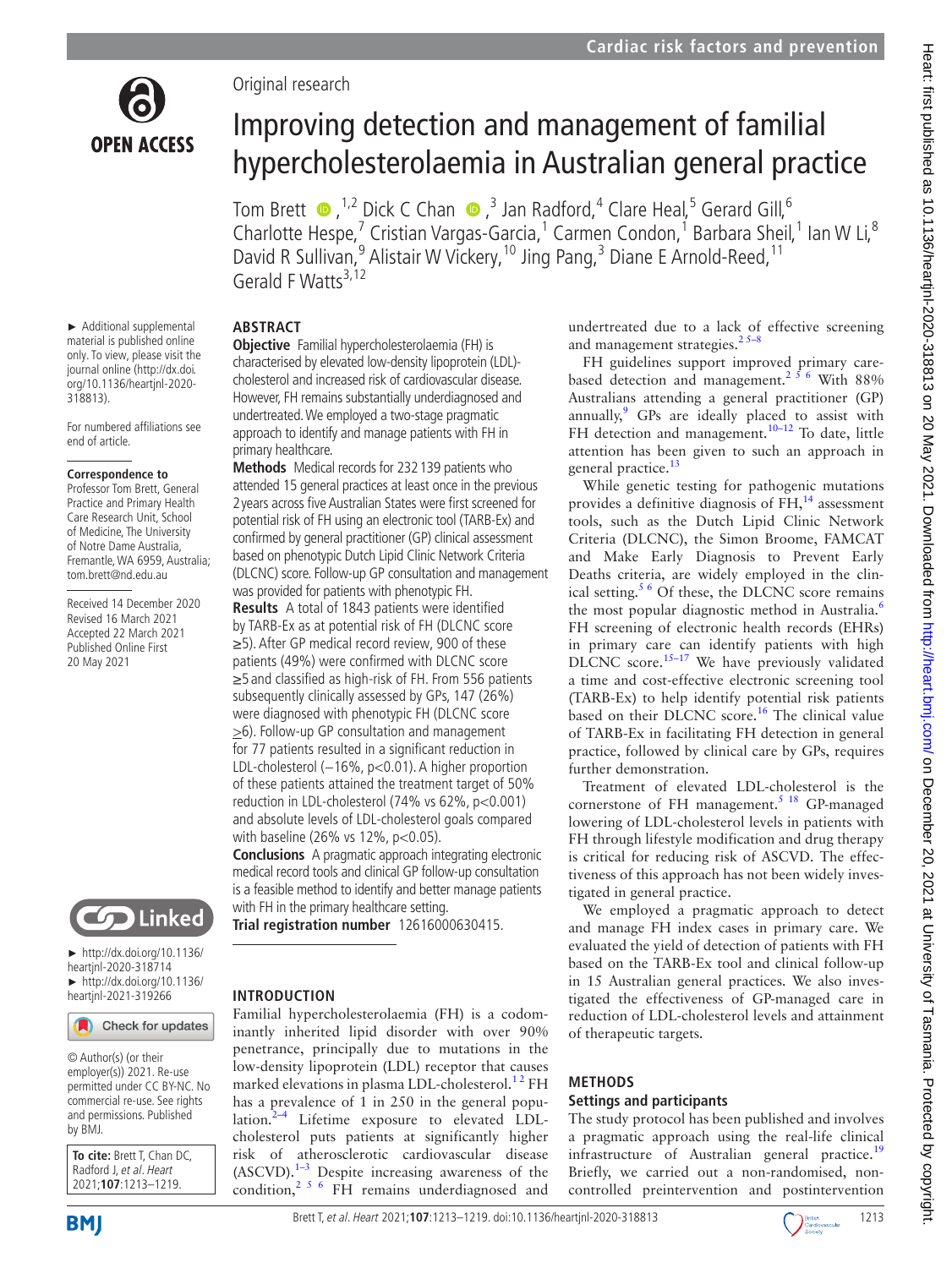Original research

# Improving detection and management of familial hypercholesterolaemia in Australian general practice

Tom Brett[1,2] Dick C Chan[3] Jan Radford,[4] Clare Heal,[5] Gerard Gill,[6] Charlotte Hespe,[7] Cristian Vargas-Garcia,[1] Carmen Condon,[1] Barbara Sheil,[1] Ian W Li,[8] David R Sullivan,[9] Alistair W Vickery,[10] Jing Pang,[3] Diane E Arnold-Reed,[11] Gerald F Watts[3,12]

► Additional supplemental material is published online only. To view, please visit the journal online (http://dx.doi.org/10.1136/heartjnl-2020-318813).

For numbered affiliations see end of article.

**Correspondence to**
Professor Tom Brett, General Practice and Primary Health Care Research Unit, School of Medicine, The University of Notre Dame Australia, Fremantle, WA 6959, Australia; tom.brett@nd.edu.au

Received 14 December 2020
Revised 16 March 2021
Accepted 22 March 2021
Published Online First 20 May 2021

► http://dx.doi.org/10.1136/heartjnl-2020-318714
► http://dx.doi.org/10.1136/heartjnl-2021-319266

© Author(s) (or their employer(s)) 2021. Re-use permitted under CC BY-NC. No commercial re-use. See rights and permissions. Published by BMJ.

**To cite:** Brett T, Chan DC, Radford J, *et al*. *Heart* 2021;**107**:1213–1219.

## ABSTRACT

**Objective** Familial hypercholesterolaemia (FH) is characterised by elevated low-density lipoprotein (LDL)-cholesterol and increased risk of cardiovascular disease. However, FH remains substantially underdiagnosed and undertreated. We employed a two-stage pragmatic approach to identify and manage patients with FH in primary healthcare.

**Methods** Medical records for 232 139 patients who attended 15 general practices at least once in the previous 2 years across five Australian States were first screened for potential risk of FH using an electronic tool (TARB-Ex) and confirmed by general practitioner (GP) clinical assessment based on phenotypic Dutch Lipid Clinic Network Criteria (DLCNC) score. Follow-up GP consultation and management was provided for patients with phenotypic FH.

**Results** A total of 1843 patients were identified by TARB-Ex as at potential risk of FH (DLCNC score ≥5). After GP medical record review, 900 of these patients (49%) were confirmed with DLCNC score ≥5 and classified as high-risk of FH. From 556 patients subsequently clinically assessed by GPs, 147 (26%) were diagnosed with phenotypic FH (DLCNC score ≥6). Follow-up GP consultation and management for 77 patients resulted in a significant reduction in LDL-cholesterol (−16%, p<0.01). A higher proportion of these patients attained the treatment target of 50% reduction in LDL-cholesterol (74% vs 62%, p<0.001) and absolute levels of LDL-cholesterol goals compared with baseline (26% vs 12%, p<0.05).

**Conclusions** A pragmatic approach integrating electronic medical record tools and clinical GP follow-up consultation is a feasible method to identify and better manage patients with FH in the primary healthcare setting.

**Trial registration number** 12616000630415.

## INTRODUCTION

Familial hypercholesterolaemia (FH) is a codominantly inherited lipid disorder with over 90% penetrance, principally due to mutations in the low-density lipoprotein (LDL) receptor that causes marked elevations in plasma LDL-cholesterol.[1 2] FH has a prevalence of 1 in 250 in the general population.[2–4] Lifetime exposure to elevated LDL-cholesterol puts patients at significantly higher risk of atherosclerotic cardiovascular disease (ASCVD).[1–3] Despite increasing awareness of the condition,[2 5 6] FH remains underdiagnosed and undertreated due to a lack of effective screening and management strategies.[2 5–8]

FH guidelines support improved primary care-based detection and management.[2 5 6] With 88% Australians attending a general practitioner (GP) annually,[9] GPs are ideally placed to assist with FH detection and management.[10–12] To date, little attention has been given to such an approach in general practice.[13]

While genetic testing for pathogenic mutations provides a definitive diagnosis of FH,[14] assessment tools, such as the Dutch Lipid Clinic Network Criteria (DLCNC), the Simon Broome, FAMCAT and Make Early Diagnosis to Prevent Early Deaths criteria, are widely employed in the clinical setting.[5 6] Of these, the DLCNC score remains the most popular diagnostic method in Australia.[6] FH screening of electronic health records (EHRs) in primary care can identify patients with high DLCNC score.[15–17] We have previously validated a time and cost-effective electronic screening tool (TARB-Ex) to help identify potential risk patients based on their DLCNC score.[16] The clinical value of TARB-Ex in facilitating FH detection in general practice, followed by clinical care by GPs, requires further demonstration.

Treatment of elevated LDL-cholesterol is the cornerstone of FH management.[5 18] GP-managed lowering of LDL-cholesterol levels in patients with FH through lifestyle modification and drug therapy is critical for reducing risk of ASCVD. The effectiveness of this approach has not been widely investigated in general practice.

We employed a pragmatic approach to detect and manage FH index cases in primary care. We evaluated the yield of detection of patients with FH based on the TARB-Ex tool and clinical follow-up in 15 Australian general practices. We also investigated the effectiveness of GP-managed care in reduction of LDL-cholesterol levels and attainment of therapeutic targets.

## METHODS

### Settings and participants

The study protocol has been published and involves a pragmatic approach using the real-life clinical infrastructure of Australian general practice.[19] Briefly, we carried out a non-randomised, non-controlled preintervention and postintervention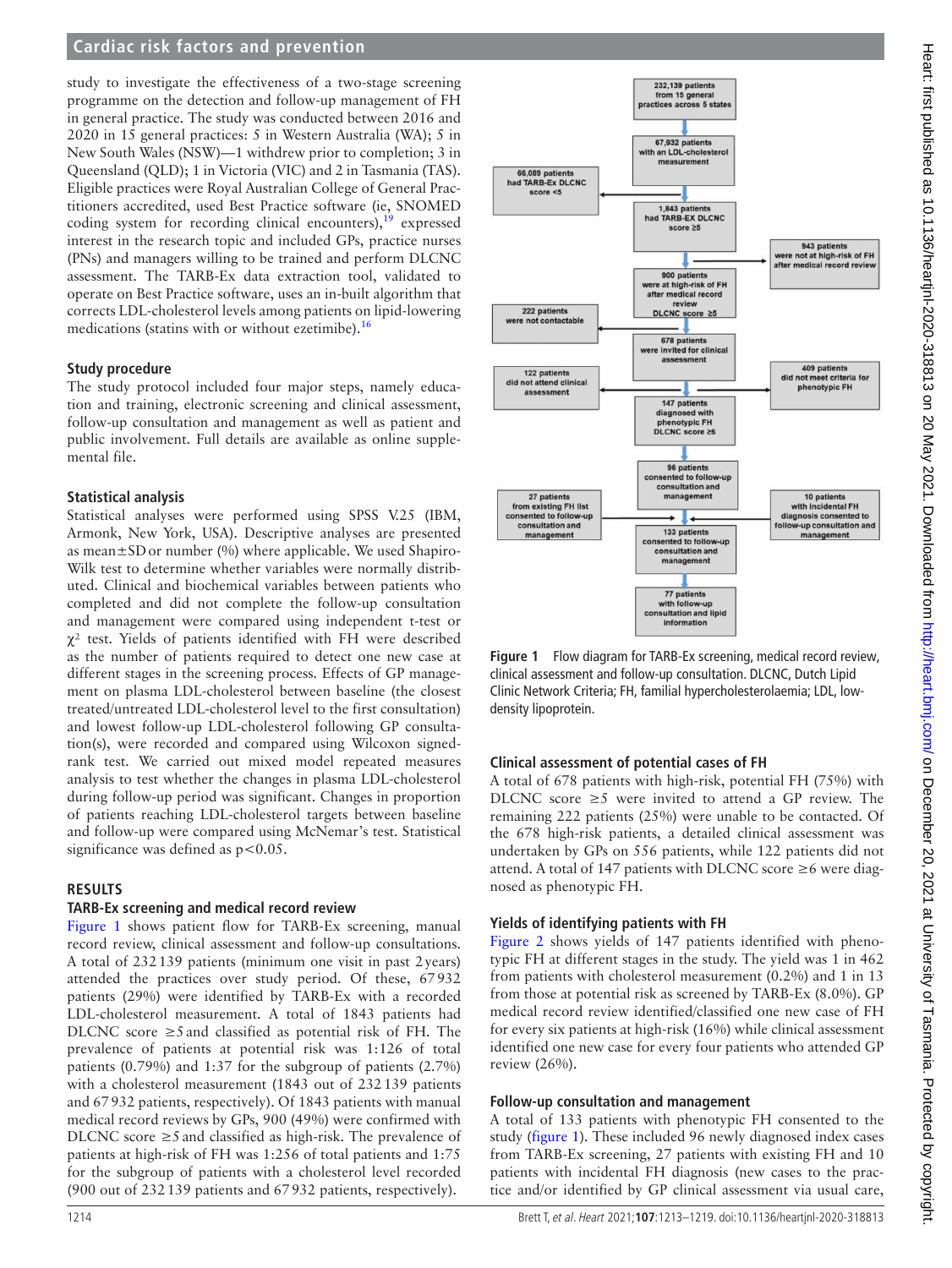study to investigate the effectiveness of a two-stage screening programme on the detection and follow-up management of FH in general practice. The study was conducted between 2016 and 2020 in 15 general practices: 5 in Western Australia (WA); 5 in New South Wales (NSW)—1 withdrew prior to completion; 3 in Queensland (QLD); 1 in Victoria (VIC) and 2 in Tasmania (TAS). Eligible practices were Royal Australian College of General Practitioners accredited, used Best Practice software (ie, SNOMED coding system for recording clinical encounters),[19] expressed interest in the research topic and included GPs, practice nurses (PNs) and managers willing to be trained and perform DLCNC assessment. The TARB-Ex data extraction tool, validated to operate on Best Practice software, uses an in-built algorithm that corrects LDL-cholesterol levels among patients on lipid-lowering medications (statins with or without ezetimibe).[16]

### Study procedure

The study protocol included four major steps, namely education and training, electronic screening and clinical assessment, follow-up consultation and management as well as patient and public involvement. Full details are available as online supplemental file.

### Statistical analysis

Statistical analyses were performed using SPSS V.25 (IBM, Armonk, New York, USA). Descriptive analyses are presented as mean±SD or number (%) where applicable. We used Shapiro-Wilk test to determine whether variables were normally distributed. Clinical and biochemical variables between patients who completed and did not complete the follow-up consultation and management were compared using independent t-test or $\chi^2$ test. Yields of patients identified with FH were described as the number of patients required to detect one new case at different stages in the screening process. Effects of GP management on plasma LDL-cholesterol between baseline (the closest treated/untreated LDL-cholesterol level to the first consultation) and lowest follow-up LDL-cholesterol following GP consultation(s), were recorded and compared using Wilcoxon signed-rank test. We carried out mixed model repeated measures analysis to test whether the changes in plasma LDL-cholesterol during follow-up period was significant. Changes in proportion of patients reaching LDL-cholesterol targets between baseline and follow-up were compared using McNemar's test. Statistical significance was defined as $p<0.05$.

## RESULTS

### TARB-Ex screening and medical record review

Figure 1 shows patient flow for TARB-Ex screening, manual record review, clinical assessment and follow-up consultations. A total of 232 139 patients (minimum one visit in past 2 years) attended the practices over study period. Of these, 67 932 patients (29%) were identified by TARB-Ex with a recorded LDL-cholesterol measurement. A total of 1843 patients had DLCNC score ≥5 and classified as potential risk of FH. The prevalence of patients at potential risk was 1:126 of total patients (0.79%) and 1:37 for the subgroup of patients (2.7%) with a cholesterol measurement (1843 out of 232 139 patients and 67 932 patients, respectively). Of 1843 patients with manual medical record reviews by GPs, 900 (49%) were confirmed with DLCNC score ≥5 and classified as high-risk. The prevalence of patients at high-risk of FH was 1:256 of total patients and 1:75 for the subgroup of patients with a cholesterol level recorded (900 out of 232 139 patients and 67 932 patients, respectively).

232,139 patients from 15 general practices across 5 states → 67,932 patients with an LDL-cholesterol measurement (66,089 patients had TARB-Ex DLCNC score <5) → 1,843 patients had TARB-EX DLCNC score ≥5 (943 patients were not at high-risk of FH after medical record review) → 900 patients were at high-risk of FH after medical record review DLCNC score ≥5 (222 patients were not contactable) → 678 patients were invited for clinical assessment (122 patients did not attend clinical assessment; 409 patients did not meet criteria for phenotypic FH) → 147 patients diagnosed with phenotypic FH DLCNC score ≥6 → 96 patients consented to follow-up consultation and management (27 patients from existing FH list consented to follow-up consultation and management; 10 patients with incidental FH diagnosis consented to follow-up consultation and management) → 133 patients consented to follow-up consultation and management → 77 patients with follow-up consultation and lipid information

Figure 1 Flow diagram for TARB-Ex screening, medical record review, clinical assessment and follow-up consultation. DLCNC, Dutch Lipid Clinic Network Criteria; FH, familial hypercholesterolaemia; LDL, low-density lipoprotein.

### Clinical assessment of potential cases of FH

A total of 678 patients with high-risk, potential FH (75%) with DLCNC score ≥5 were invited to attend a GP review. The remaining 222 patients (25%) were unable to be contacted. Of the 678 high-risk patients, a detailed clinical assessment was undertaken by GPs on 556 patients, while 122 patients did not attend. A total of 147 patients with DLCNC score ≥6 were diagnosed as phenotypic FH.

### Yields of identifying patients with FH

Figure 2 shows yields of 147 patients identified with phenotypic FH at different stages in the study. The yield was 1 in 462 from patients with cholesterol measurement (0.2%) and 1 in 13 from those at potential risk as screened by TARB-Ex (8.0%). GP medical record review identified/classified one new case of FH for every six patients at high-risk (16%) while clinical assessment identified one new case for every four patients who attended GP review (26%).

### Follow-up consultation and management

A total of 133 patients with phenotypic FH consented to the study (figure 1). These included 96 newly diagnosed index cases from TARB-Ex screening, 27 patients with existing FH and 10 patients with incidental FH diagnosis (new cases to the practice and/or identified by GP clinical assessment via usual care,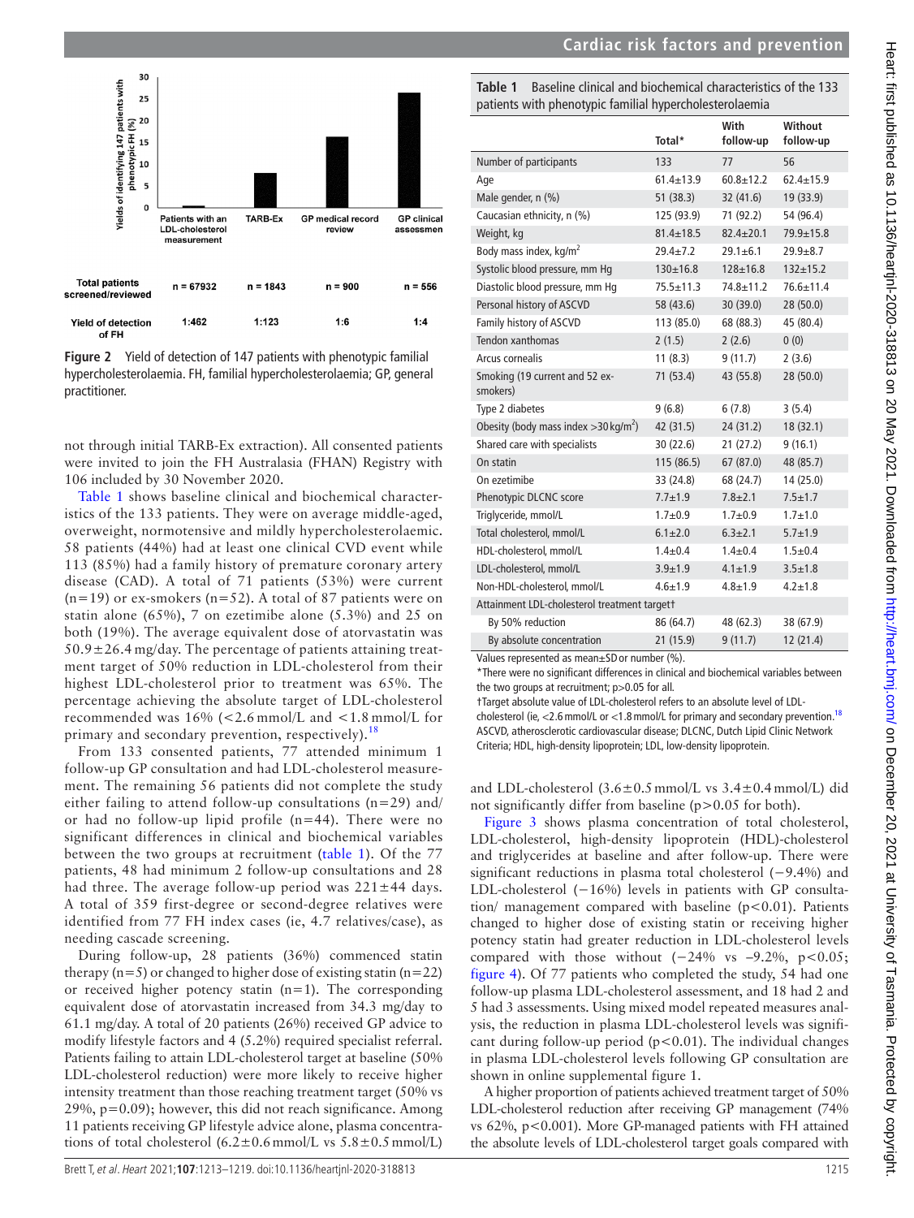Figure 2 Yield of detection of 147 patients with phenotypic familial hypercholesterolaemia. FH, familial hypercholesterolaemia; GP, general practitioner.

| | Patients with an LDL-cholesterol measurement | TARB-Ex | GP medical record review | GP clinical assessmen |
|---|---|---|---|---|
| Total patients screened/reviewed | n = 67932 | n = 1843 | n = 900 | n = 556 |
| Yield of detection of FH | 1:462 | 1:123 | 1:6 | 1:4 |

not through initial TARB-Ex extraction). All consented patients were invited to join the FH Australasia (FHAN) Registry with 106 included by 30 November 2020.

Table 1 shows baseline clinical and biochemical characteristics of the 133 patients. They were on average middle-aged, overweight, normotensive and mildly hypercholesterolaemic. 58 patients (44%) had at least one clinical CVD event while 113 (85%) had a family history of premature coronary artery disease (CAD). A total of 71 patients (53%) were current (n=19) or ex-smokers (n=52). A total of 87 patients were on statin alone (65%), 7 on ezetimibe alone (5.3%) and 25 on both (19%). The average equivalent dose of atorvastatin was 50.9±26.4 mg/day. The percentage of patients attaining treatment target of 50% reduction in LDL-cholesterol from their highest LDL-cholesterol prior to treatment was 65%. The percentage achieving the absolute target of LDL-cholesterol recommended was 16% (<2.6 mmol/L and <1.8 mmol/L for primary and secondary prevention, respectively).[18]

From 133 consented patients, 77 attended minimum 1 follow-up GP consultation and had LDL-cholesterol measurement. The remaining 56 patients did not complete the study either failing to attend follow-up consultations (n=29) and/or had no follow-up lipid profile (n=44). There were no significant differences in clinical and biochemical variables between the two groups at recruitment (table 1). Of the 77 patients, 48 had minimum 2 follow-up consultations and 28 had three. The average follow-up period was 221±44 days. A total of 359 first-degree or second-degree relatives were identified from 77 FH index cases (ie, 4.7 relatives/case), as needing cascade screening.

During follow-up, 28 patients (36%) commenced statin therapy (n=5) or changed to higher dose of existing statin (n=22) or received higher potency statin (n=1). The corresponding equivalent dose of atorvastatin increased from 34.3 mg/day to 61.1 mg/day. A total of 20 patients (26%) received GP advice to modify lifestyle factors and 4 (5.2%) required specialist referral. Patients failing to attain LDL-cholesterol target at baseline (50% LDL-cholesterol reduction) were more likely to receive higher intensity treatment than those reaching treatment target (50% vs 29%, p=0.09); however, this did not reach significance. Among 11 patients receiving GP lifestyle advice alone, plasma concentrations of total cholesterol (6.2±0.6 mmol/L vs 5.8±0.5 mmol/L) and LDL-cholesterol (3.6±0.5 mmol/L vs 3.4±0.4 mmol/L) did not significantly differ from baseline (p>0.05 for both).

**Table 1** Baseline clinical and biochemical characteristics of the 133 patients with phenotypic familial hypercholesterolaemia

| | Total* | With follow-up | Without follow-up |
|---|---|---|---|
| Number of participants | 133 | 77 | 56 |
| Age | 61.4±13.9 | 60.8±12.2 | 62.4±15.9 |
| Male gender, n (%) | 51 (38.3) | 32 (41.6) | 19 (33.9) |
| Caucasian ethnicity, n (%) | 125 (93.9) | 71 (92.2) | 54 (96.4) |
| Weight, kg | 81.4±18.5 | 82.4±20.1 | 79.9±15.8 |
| Body mass index, kg/m$^2$ | 29.4±7.2 | 29.1±6.1 | 29.9±8.7 |
| Systolic blood pressure, mm Hg | 130±16.8 | 128±16.8 | 132±15.2 |
| Diastolic blood pressure, mm Hg | 75.5±11.3 | 74.8±11.2 | 76.6±11.4 |
| Personal history of ASCVD | 58 (43.6) | 30 (39.0) | 28 (50.0) |
| Family history of ASCVD | 113 (85.0) | 68 (88.3) | 45 (80.4) |
| Tendon xanthomas | 2 (1.5) | 2 (2.6) | 0 (0) |
| Arcus cornealis | 11 (8.3) | 9 (11.7) | 2 (3.6) |
| Smoking (19 current and 52 ex-smokers) | 71 (53.4) | 43 (55.8) | 28 (50.0) |
| Type 2 diabetes | 9 (6.8) | 6 (7.8) | 3 (5.4) |
| Obesity (body mass index >30 kg/m$^2$) | 42 (31.5) | 24 (31.2) | 18 (32.1) |
| Shared care with specialists | 30 (22.6) | 21 (27.2) | 9 (16.1) |
| On statin | 115 (86.5) | 67 (87.0) | 48 (85.7) |
| On ezetimibe | 33 (24.8) | 68 (24.7) | 14 (25.0) |
| Phenotypic DLCNC score | 7.7±1.9 | 7.8±2.1 | 7.5±1.7 |
| Triglyceride, mmol/L | 1.7±0.9 | 1.7±0.9 | 1.7±1.0 |
| Total cholesterol, mmol/L | 6.1±2.0 | 6.3±2.1 | 5.7±1.9 |
| HDL-cholesterol, mmol/L | 1.4±0.4 | 1.4±0.4 | 1.5±0.4 |
| LDL-cholesterol, mmol/L | 3.9±1.9 | 4.1±1.9 | 3.5±1.8 |
| Non-HDL-cholesterol, mmol/L | 4.6±1.9 | 4.8±1.9 | 4.2±1.8 |
| Attainment LDL-cholesterol treatment target† | | | |
| By 50% reduction | 86 (64.7) | 48 (62.3) | 38 (67.9) |
| By absolute concentration | 21 (15.9) | 9 (11.7) | 12 (21.4) |

Values represented as mean±SD or number (%).
*There were no significant differences in clinical and biochemical variables between the two groups at recruitment; p>0.05 for all.
†Target absolute value of LDL-cholesterol refers to an absolute level of LDL-cholesterol (ie, <2.6 mmol/L or <1.8 mmol/L for primary and secondary prevention.[18]
ASCVD, atherosclerotic cardiovascular disease; DLCNC, Dutch Lipid Clinic Network Criteria; HDL, high-density lipoprotein; LDL, low-density lipoprotein.

Figure 3 shows plasma concentration of total cholesterol, LDL-cholesterol, high-density lipoprotein (HDL)-cholesterol and triglycerides at baseline and after follow-up. There were significant reductions in plasma total cholesterol (−9.4%) and LDL-cholesterol (−16%) levels in patients with GP consultation/ management compared with baseline (p<0.01). Patients changed to higher dose of existing statin or receiving higher potency statin had greater reduction in LDL-cholesterol levels compared with those without (−24% vs −9.2%, p<0.05; figure 4). Of 77 patients who completed the study, 54 had one follow-up plasma LDL-cholesterol assessment, and 18 had 2 and 5 had 3 assessments. Using mixed model repeated measures analysis, the reduction in plasma LDL-cholesterol levels was significant during follow-up period (p<0.01). The individual changes in plasma LDL-cholesterol levels following GP consultation are shown in online supplemental figure 1.

A higher proportion of patients achieved treatment target of 50% LDL-cholesterol reduction after receiving GP management (74% vs 62%, p<0.001). More GP-managed patients with FH attained the absolute levels of LDL-cholesterol target goals compared with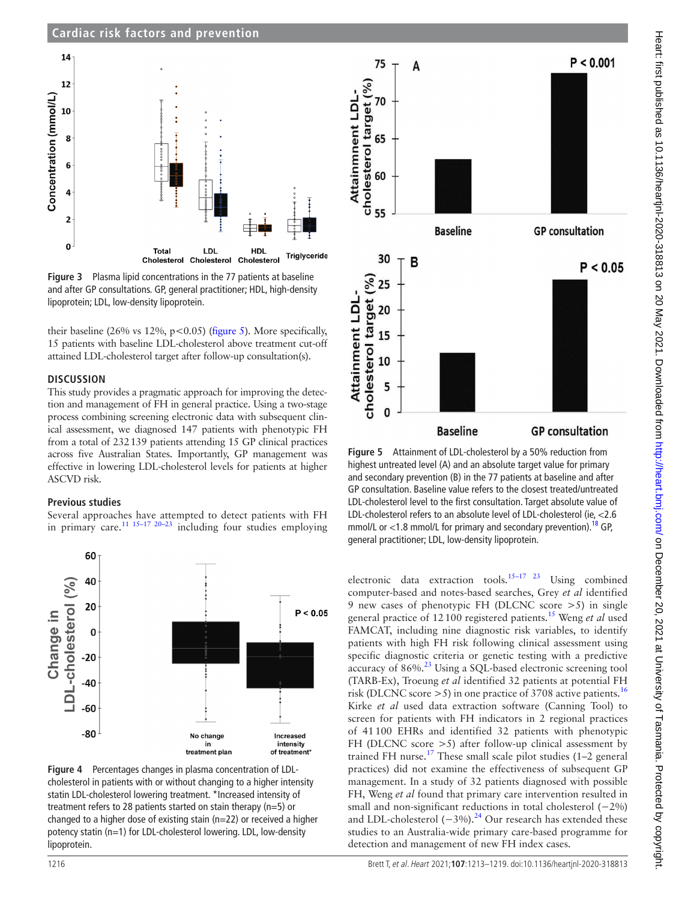**Figure 3** Plasma lipid concentrations in the 77 patients at baseline and after GP consultations. GP, general practitioner; HDL, high-density lipoprotein; LDL, low-density lipoprotein.

their baseline (26% vs 12%, p<0.05) (figure 5). More specifically, 15 patients with baseline LDL-cholesterol above treatment cut-off attained LDL-cholesterol target after follow-up consultation(s).

## DISCUSSION

This study provides a pragmatic approach for improving the detection and management of FH in general practice. Using a two-stage process combining screening electronic data with subsequent clinical assessment, we diagnosed 147 patients with phenotypic FH from a total of 232 139 patients attending 15 GP clinical practices across five Australian States. Importantly, GP management was effective in lowering LDL-cholesterol levels for patients at higher ASCVD risk.

### Previous studies

Several approaches have attempted to detect patients with FH in primary care.[11 15–17 20–23] including four studies employing electronic data extraction tools.[15–17 23] Using combined computer-based and notes-based searches, Grey *et al* identified 9 new cases of phenotypic FH (DLCNC score >5) in single general practice of 12 100 registered patients.[15] Weng *et al* used FAMCAT, including nine diagnostic risk variables, to identify patients with high FH risk following clinical assessment using specific diagnostic criteria or genetic testing with a predictive accuracy of 86%.[23] Using a SQL-based electronic screening tool (TARB-Ex), Troeung *et al* identified 32 patients at potential FH risk (DLCNC score >5) in one practice of 3708 active patients.[16] Kirke *et al* used data extraction software (Canning Tool) to screen for patients with FH indicators in 2 regional practices of 41 100 EHRs and identified 32 patients with phenotypic FH (DLCNC score >5) after follow-up clinical assessment by trained FH nurse.[17] These small scale pilot studies (1–2 general practices) did not examine the effectiveness of subsequent GP management. In a study of 32 patients diagnosed with possible FH, Weng *et al* found that primary care intervention resulted in small and non-significant reductions in total cholesterol (−2%) and LDL-cholesterol (−3%).[24] Our research has extended these studies to an Australia-wide primary care-based programme for detection and management of new FH index cases.

**Figure 4** Percentages changes in plasma concentration of LDL-cholesterol in patients with or without changing to a higher intensity statin LDL-cholesterol lowering treatment. *Increased intensity of treatment refers to 28 patients started on stain therapy (n=5) or changed to a higher dose of existing stain (n=22) or received a higher potency statin (n=1) for LDL-cholesterol lowering. LDL, low-density lipoprotein.

**Figure 5** Attainment of LDL-cholesterol by a 50% reduction from highest untreated level (A) and an absolute target value for primary and secondary prevention (B) in the 77 patients at baseline and after GP consultation. Baseline value refers to the closest treated/untreated LDL-cholesterol level to the first consultation. Target absolute value of LDL-cholesterol refers to an absolute level of LDL-cholesterol (ie, <2.6 mmol/L or <1.8 mmol/L for primary and secondary prevention).[18] GP, general practitioner; LDL, low-density lipoprotein.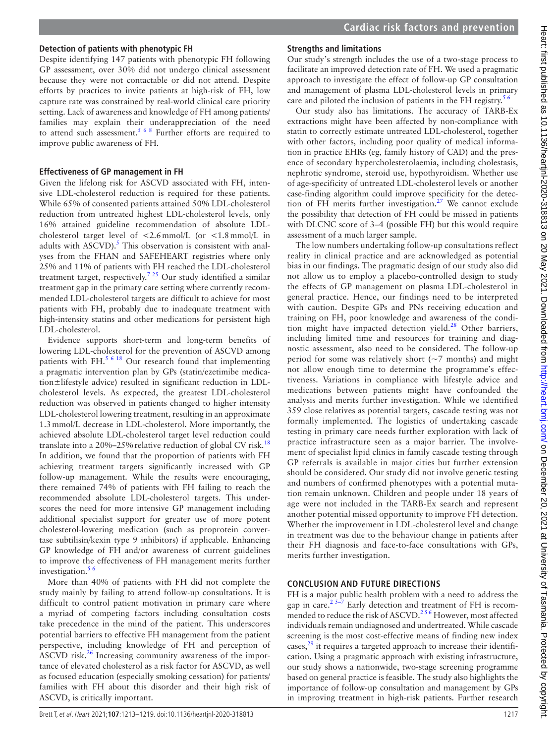### Detection of patients with phenotypic FH

Despite identifying 147 patients with phenotypic FH following GP assessment, over 30% did not undergo clinical assessment because they were not contactable or did not attend. Despite efforts by practices to invite patients at high-risk of FH, low capture rate was constrained by real-world clinical care priority setting. Lack of awareness and knowledge of FH among patients/families may explain their underappreciation of the need to attend such assessment.[5 6 8] Further efforts are required to improve public awareness of FH.

### Effectiveness of GP management in FH

Given the lifelong risk for ASCVD associated with FH, intensive LDL-cholesterol reduction is required for these patients. While 65% of consented patients attained 50% LDL-cholesterol reduction from untreated highest LDL-cholesterol levels, only 16% attained guideline recommendation of absolute LDL-cholesterol target level of <2.6 mmol/L (or <1.8 mmol/L in adults with ASCVD).[5] This observation is consistent with analyses from the FHAN and SAFEHEART registries where only 25% and 11% of patients with FH reached the LDL-cholesterol treatment target, respectively.[7 25] Our study identified a similar treatment gap in the primary care setting where currently recommended LDL-cholesterol targets are difficult to achieve for most patients with FH, probably due to inadequate treatment with high-intensity statins and other medications for persistent high LDL-cholesterol.

Evidence supports short-term and long-term benefits of lowering LDL-cholesterol for the prevention of ASCVD among patients with FH.[5 6 18] Our research found that implementing a pragmatic intervention plan by GPs (statin/ezetimibe medication±lifestyle advice) resulted in significant reduction in LDL-cholesterol levels. As expected, the greatest LDL-cholesterol reduction was observed in patients changed to higher intensity LDL-cholesterol lowering treatment, resulting in an approximate 1.3 mmol/L decrease in LDL-cholesterol. More importantly, the achieved absolute LDL-cholesterol target level reduction could translate into a 20%–25% relative reduction of global CV risk.[18] In addition, we found that the proportion of patients with FH achieving treatment targets significantly increased with GP follow-up management. While the results were encouraging, there remained 74% of patients with FH failing to reach the recommended absolute LDL-cholesterol targets. This underscores the need for more intensive GP management including additional specialist support for greater use of more potent cholesterol-lowering medication (such as proprotein convertase subtilisin/kexin type 9 inhibitors) if applicable. Enhancing GP knowledge of FH and/or awareness of current guidelines to improve the effectiveness of FH management merits further investigation.[5 6]

More than 40% of patients with FH did not complete the study mainly by failing to attend follow-up consultations. It is difficult to control patient motivation in primary care where a myriad of competing factors including consultation costs take precedence in the mind of the patient. This underscores potential barriers to effective FH management from the patient perspective, including knowledge of FH and perception of ASCVD risk.[26] Increasing community awareness of the importance of elevated cholesterol as a risk factor for ASCVD, as well as focused education (especially smoking cessation) for patients/families with FH about this disorder and their high risk of ASCVD, is critically important.

### Strengths and limitations

Our study's strength includes the use of a two-stage process to facilitate an improved detection rate of FH. We used a pragmatic approach to investigate the effect of follow-up GP consultation and management of plasma LDL-cholesterol levels in primary care and piloted the inclusion of patients in the FH registry.[5 6]

Our study also has limitations. The accuracy of TARB-Ex extractions might have been affected by non-compliance with statin to correctly estimate untreated LDL-cholesterol, together with other factors, including poor quality of medical information in practice EHRs (eg, family history of CAD) and the presence of secondary hypercholesterolaemia, including cholestasis, nephrotic syndrome, steroid use, hypothyroidism. Whether use of age-specificity of untreated LDL-cholesterol levels or another case-finding algorithm could improve specificity for the detection of FH merits further investigation.[27] We cannot exclude the possibility that detection of FH could be missed in patients with DLCNC score of 3–4 (possible FH) but this would require assessment of a much larger sample.

The low numbers undertaking follow-up consultations reflect reality in clinical practice and are acknowledged as potential bias in our findings. The pragmatic design of our study also did not allow us to employ a placebo-controlled design to study the effects of GP management on plasma LDL-cholesterol in general practice. Hence, our findings need to be interpreted with caution. Despite GPs and PNs receiving education and training on FH, poor knowledge and awareness of the condition might have impacted detection yield.[28] Other barriers, including limited time and resources for training and diagnostic assessment, also need to be considered. The follow-up period for some was relatively short (~7 months) and might not allow enough time to determine the programme's effectiveness. Variations in compliance with lifestyle advice and medications between patients might have confounded the analysis and merits further investigation. While we identified 359 close relatives as potential targets, cascade testing was not formally implemented. The logistics of undertaking cascade testing in primary care needs further exploration with lack of practice infrastructure seen as a major barrier. The involvement of specialist lipid clinics in family cascade testing through GP referrals is available in major cities but further extension should be considered. Our study did not involve genetic testing and numbers of confirmed phenotypes with a potential mutation remain unknown. Children and people under 18 years of age were not included in the TARB-Ex search and represent another potential missed opportunity to improve FH detection. Whether the improvement in LDL-cholesterol level and change in treatment was due to the behaviour change in patients after their FH diagnosis and face-to-face consultations with GPs, merits further investigation.

## CONCLUSION AND FUTURE DIRECTIONS

FH is a major public health problem with a need to address the gap in care.[2 5–7] Early detection and treatment of FH is recommended to reduce the risk of ASCVD.[2 5 6] However, most affected individuals remain undiagnosed and undertreated. While cascade screening is the most cost-effective means of finding new index cases,[29] it requires a targeted approach to increase their identification. Using a pragmatic approach with existing infrastructure, our study shows a nationwide, two-stage screening programme based on general practice is feasible. The study also highlights the importance of follow-up consultation and management by GPs in improving treatment in high-risk patients. Further research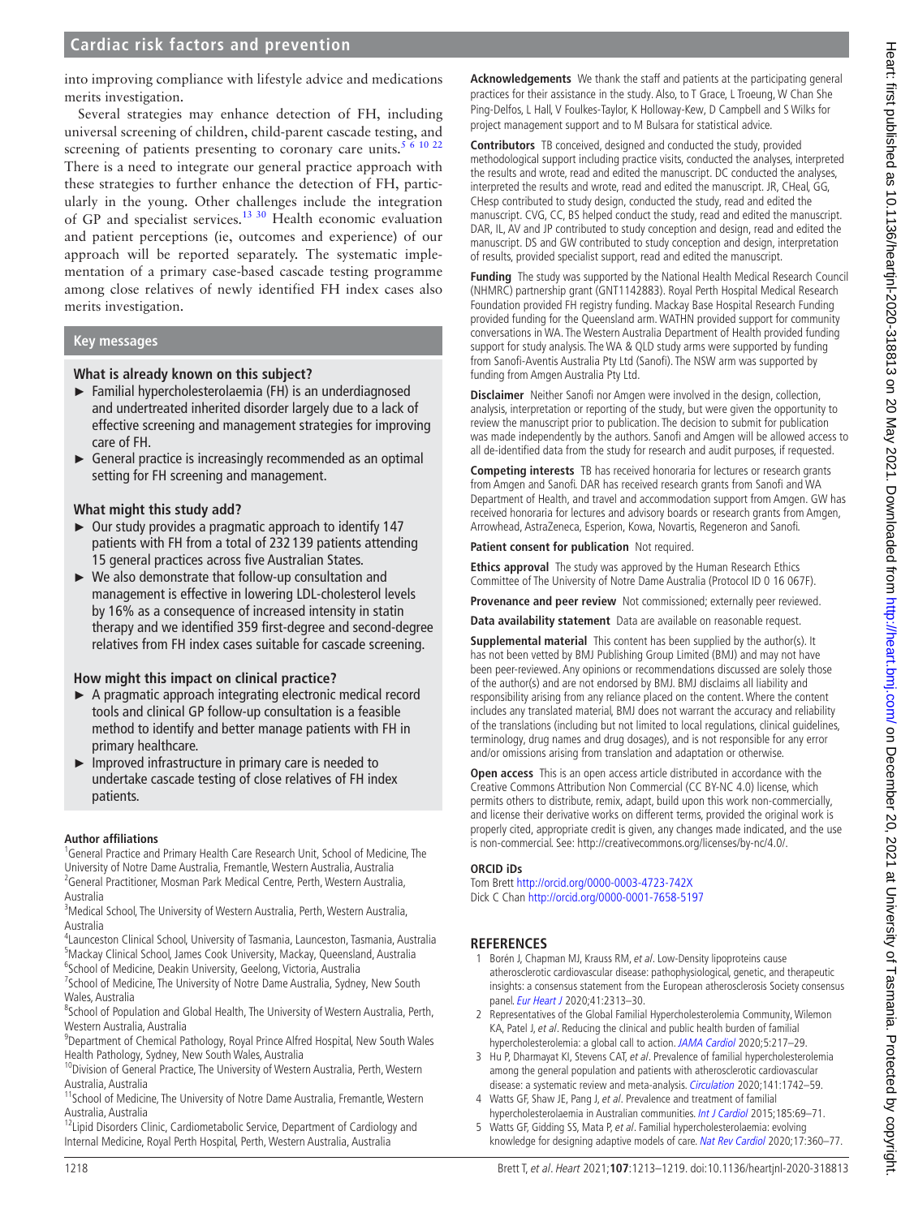into improving compliance with lifestyle advice and medications merits investigation.

Several strategies may enhance detection of FH, including universal screening of children, child-parent cascade testing, and screening of patients presenting to coronary care units.[5 6 10 22] There is a need to integrate our general practice approach with these strategies to further enhance the detection of FH, particularly in the young. Other challenges include the integration of GP and specialist services.[13 30] Health economic evaluation and patient perceptions (ie, outcomes and experience) of our approach will be reported separately. The systematic implementation of a primary case-based cascade testing programme among close relatives of newly identified FH index cases also merits investigation.

## Key messages

### What is already known on this subject?

- Familial hypercholesterolaemia (FH) is an underdiagnosed and undertreated inherited disorder largely due to a lack of effective screening and management strategies for improving care of FH.
- General practice is increasingly recommended as an optimal setting for FH screening and management.

### What might this study add?

- Our study provides a pragmatic approach to identify 147 patients with FH from a total of 232 139 patients attending 15 general practices across five Australian States.
- We also demonstrate that follow-up consultation and management is effective in lowering LDL-cholesterol levels by 16% as a consequence of increased intensity in statin therapy and we identified 359 first-degree and second-degree relatives from FH index cases suitable for cascade screening.

### How might this impact on clinical practice?

- A pragmatic approach integrating electronic medical record tools and clinical GP follow-up consultation is a feasible method to identify and better manage patients with FH in primary healthcare.
- Improved infrastructure in primary care is needed to undertake cascade testing of close relatives of FH index patients.

**Author affiliations**

[1]General Practice and Primary Health Care Research Unit, School of Medicine, The University of Notre Dame Australia, Fremantle, Western Australia, Australia
[2]General Practitioner, Mosman Park Medical Centre, Perth, Western Australia, Australia
[3]Medical School, The University of Western Australia, Perth, Western Australia, Australia
[4]Launceston Clinical School, University of Tasmania, Launceston, Tasmania, Australia
[5]Mackay Clinical School, James Cook University, Mackay, Queensland, Australia
[6]School of Medicine, Deakin University, Geelong, Victoria, Australia
[7]School of Medicine, The University of Notre Dame Australia, Sydney, New South Wales, Australia
[8]School of Population and Global Health, The University of Western Australia, Perth, Western Australia, Australia
[9]Department of Chemical Pathology, Royal Prince Alfred Hospital, New South Wales Health Pathology, Sydney, New South Wales, Australia
[10]Division of General Practice, The University of Western Australia, Perth, Western Australia, Australia
[11]School of Medicine, The University of Notre Dame Australia, Fremantle, Western Australia, Australia
[12]Lipid Disorders Clinic, Cardiometabolic Service, Department of Cardiology and Internal Medicine, Royal Perth Hospital, Perth, Western Australia, Australia

**Acknowledgements** We thank the staff and patients at the participating general practices for their assistance in the study. Also, to T Grace, L Troeung, W Chan She Ping-Delfos, L Hall, V Foulkes-Taylor, K Holloway-Kew, D Campbell and S Wilks for project management support and to M Bulsara for statistical advice.

**Contributors** TB conceived, designed and conducted the study, provided methodological support including practice visits, conducted the analyses, interpreted the results and wrote, read and edited the manuscript. DC conducted the analyses, interpreted the results and wrote, read and edited the manuscript. JR, CHeal, GG, CHesp contributed to study design, conducted the study, read and edited the manuscript. CVG, CC, BS helped conduct the study, read and edited the manuscript. DAR, IL, AV and JP contributed to study conception and design, read and edited the manuscript. DS and GW contributed to study conception and design, interpretation of results, provided specialist support, read and edited the manuscript.

**Funding** The study was supported by the National Health Medical Research Council (NHMRC) partnership grant (GNT1142883). Royal Perth Hospital Medical Research Foundation provided FH registry funding. Mackay Base Hospital Research Funding provided funding for the Queensland arm. WATHN provided support for community conversations in WA. The Western Australia Department of Health provided funding support for study analysis. The WA & QLD study arms were supported by funding from Sanofi-Aventis Australia Pty Ltd (Sanofi). The NSW arm was supported by funding from Amgen Australia Pty Ltd.

**Disclaimer** Neither Sanofi nor Amgen were involved in the design, collection, analysis, interpretation or reporting of the study, but were given the opportunity to review the manuscript prior to publication. The decision to submit for publication was made independently by the authors. Sanofi and Amgen will be allowed access to all de-identified data from the study for research and audit purposes, if requested.

**Competing interests** TB has received honoraria for lectures or research grants from Amgen and Sanofi. DAR has received research grants from Sanofi and WA Department of Health, and travel and accommodation support from Amgen. GW has received honoraria for lectures and advisory boards or research grants from Amgen, Arrowhead, AstraZeneca, Esperion, Kowa, Novartis, Regeneron and Sanofi.

**Patient consent for publication** Not required.

**Ethics approval** The study was approved by the Human Research Ethics Committee of The University of Notre Dame Australia (Protocol ID 0 16 067F).

**Provenance and peer review** Not commissioned; externally peer reviewed.

**Data availability statement** Data are available on reasonable request.

**Supplemental material** This content has been supplied by the author(s). It has not been vetted by BMJ Publishing Group Limited (BMJ) and may not have been peer-reviewed. Any opinions or recommendations discussed are solely those of the author(s) and are not endorsed by BMJ. BMJ disclaims all liability and responsibility arising from any reliance placed on the content. Where the content includes any translated material, BMJ does not warrant the accuracy and reliability of the translations (including but not limited to local regulations, clinical guidelines, terminology, drug names and drug dosages), and is not responsible for any error and/or omissions arising from translation and adaptation or otherwise.

**Open access** This is an open access article distributed in accordance with the Creative Commons Attribution Non Commercial (CC BY-NC 4.0) license, which permits others to distribute, remix, adapt, build upon this work non-commercially, and license their derivative works on different terms, provided the original work is properly cited, appropriate credit is given, any changes made indicated, and the use is non-commercial. See: http://creativecommons.org/licenses/by-nc/4.0/.

**ORCID iDs**

Tom Brett http://orcid.org/0000-0003-4723-742X
Dick C Chan http://orcid.org/0000-0001-7658-5197

## REFERENCES

1. Borén J, Chapman MJ, Krauss RM, *et al*. Low-Density lipoproteins cause atherosclerotic cardiovascular disease: pathophysiological, genetic, and therapeutic insights: a consensus statement from the European atherosclerosis Society consensus panel. *Eur Heart J* 2020;41:2313–30.
2. Representatives of the Global Familial Hypercholesterolemia Community, Wilemon KA, Patel J, *et al*. Reducing the clinical and public health burden of familial hypercholesterolemia: a global call to action. *JAMA Cardiol* 2020;5:217–29.
3. Hu P, Dharmayat KI, Stevens CAT, *et al*. Prevalence of familial hypercholesterolemia among the general population and patients with atherosclerotic cardiovascular disease: a systematic review and meta-analysis. *Circulation* 2020;141:1742–59.
4. Watts GF, Shaw JE, Pang J, *et al*. Prevalence and treatment of familial hypercholesterolaemia in Australian communities. *Int J Cardiol* 2015;185:69–71.
5. Watts GF, Gidding SS, Mata P, *et al*. Familial hypercholesterolaemia: evolving knowledge for designing adaptive models of care. *Nat Rev Cardiol* 2020;17:360–77.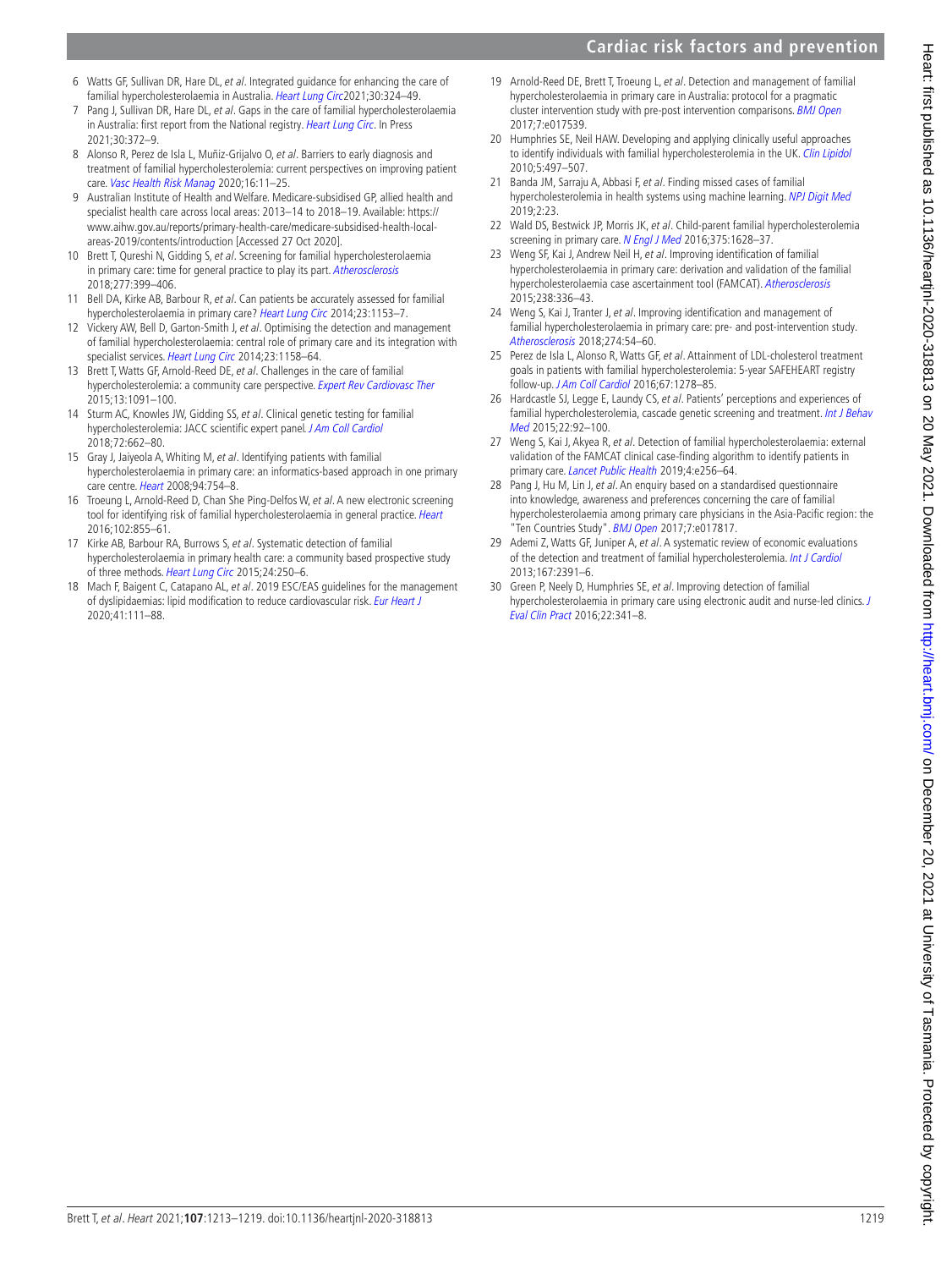6 Watts GF, Sullivan DR, Hare DL, *et al*. Integrated guidance for enhancing the care of familial hypercholesterolaemia in Australia. *Heart Lung Circ*2021;30:324–49.

7 Pang J, Sullivan DR, Hare DL, *et al*. Gaps in the care of familial hypercholesterolaemia in Australia: first report from the National registry. *Heart Lung Circ*. In Press 2021;30:372–9.

8 Alonso R, Perez de Isla L, Muñiz-Grijalvo O, *et al*. Barriers to early diagnosis and treatment of familial hypercholesterolemia: current perspectives on improving patient care. *Vasc Health Risk Manag* 2020;16:11–25.

9 Australian Institute of Health and Welfare. Medicare-subsidised GP, allied health and specialist health care across local areas: 2013–14 to 2018–19. Available: https://www.aihw.gov.au/reports/primary-health-care/medicare-subsidised-health-local-areas-2019/contents/introduction [Accessed 27 Oct 2020].

10 Brett T, Qureshi N, Gidding S, *et al*. Screening for familial hypercholesterolaemia in primary care: time for general practice to play its part. *Atherosclerosis* 2018;277:399–406.

11 Bell DA, Kirke AB, Barbour R, *et al*. Can patients be accurately assessed for familial hypercholesterolaemia in primary care? *Heart Lung Circ* 2014;23:1153–7.

12 Vickery AW, Bell D, Garton-Smith J, *et al*. Optimising the detection and management of familial hypercholesterolaemia: central role of primary care and its integration with specialist services. *Heart Lung Circ* 2014;23:1158–64.

13 Brett T, Watts GF, Arnold-Reed DE, *et al*. Challenges in the care of familial hypercholesterolemia: a community care perspective. *Expert Rev Cardiovasc Ther* 2015;13:1091–100.

14 Sturm AC, Knowles JW, Gidding SS, *et al*. Clinical genetic testing for familial hypercholesterolemia: JACC scientific expert panel. *J Am Coll Cardiol* 2018;72:662–80.

15 Gray J, Jaiyeola A, Whiting M, *et al*. Identifying patients with familial hypercholesterolaemia in primary care: an informatics-based approach in one primary care centre. *Heart* 2008;94:754–8.

16 Troeung L, Arnold-Reed D, Chan She Ping-Delfos W, *et al*. A new electronic screening tool for identifying risk of familial hypercholesterolaemia in general practice. *Heart* 2016;102:855–61.

17 Kirke AB, Barbour RA, Burrows S, *et al*. Systematic detection of familial hypercholesterolaemia in primary health care: a community based prospective study of three methods. *Heart Lung Circ* 2015;24:250–6.

18 Mach F, Baigent C, Catapano AL, *et al*. 2019 ESC/EAS guidelines for the management of dyslipidaemias: lipid modification to reduce cardiovascular risk. *Eur Heart J* 2020;41:111–88.

19 Arnold-Reed DE, Brett T, Troeung L, *et al*. Detection and management of familial hypercholesterolaemia in primary care in Australia: protocol for a pragmatic cluster intervention study with pre-post intervention comparisons. *BMJ Open* 2017;7:e017539.

20 Humphries SE, Neil HAW. Developing and applying clinically useful approaches to identify individuals with familial hypercholesterolemia in the UK. *Clin Lipidol* 2010;5:497–507.

21 Banda JM, Sarraju A, Abbasi F, *et al*. Finding missed cases of familial hypercholesterolemia in health systems using machine learning. *NPJ Digit Med* 2019;2:23.

22 Wald DS, Bestwick JP, Morris JK, *et al*. Child-parent familial hypercholesterolemia screening in primary care. *N Engl J Med* 2016;375:1628–37.

23 Weng SF, Kai J, Andrew Neil H, *et al*. Improving identification of familial hypercholesterolaemia in primary care: derivation and validation of the familial hypercholesterolaemia case ascertainment tool (FAMCAT). *Atherosclerosis* 2015;238:336–43.

24 Weng S, Kai J, Tranter J, *et al*. Improving identification and management of familial hypercholesterolaemia in primary care: pre- and post-intervention study. *Atherosclerosis* 2018;274:54–60.

25 Perez de Isla L, Alonso R, Watts GF, *et al*. Attainment of LDL-cholesterol treatment goals in patients with familial hypercholesterolemia: 5-year SAFEHEART registry follow-up. *J Am Coll Cardiol* 2016;67:1278–85.

26 Hardcastle SJ, Legge E, Laundy CS, *et al*. Patients' perceptions and experiences of familial hypercholesterolemia, cascade genetic screening and treatment. *Int J Behav Med* 2015;22:92–100.

27 Weng S, Kai J, Akyea R, *et al*. Detection of familial hypercholesterolaemia: external validation of the FAMCAT clinical case-finding algorithm to identify patients in primary care. *Lancet Public Health* 2019;4:e256–64.

28 Pang J, Hu M, Lin J, *et al*. An enquiry based on a standardised questionnaire into knowledge, awareness and preferences concerning the care of familial hypercholesterolaemia among primary care physicians in the Asia-Pacific region: the "Ten Countries Study". *BMJ Open* 2017;7:e017817.

29 Ademi Z, Watts GF, Juniper A, *et al*. A systematic review of economic evaluations of the detection and treatment of familial hypercholesterolemia. *Int J Cardiol* 2013;167:2391–6.

30 Green P, Neely D, Humphries SE, *et al*. Improving detection of familial hypercholesterolaemia in primary care using electronic audit and nurse-led clinics. *J Eval Clin Pract* 2016;22:341–8.